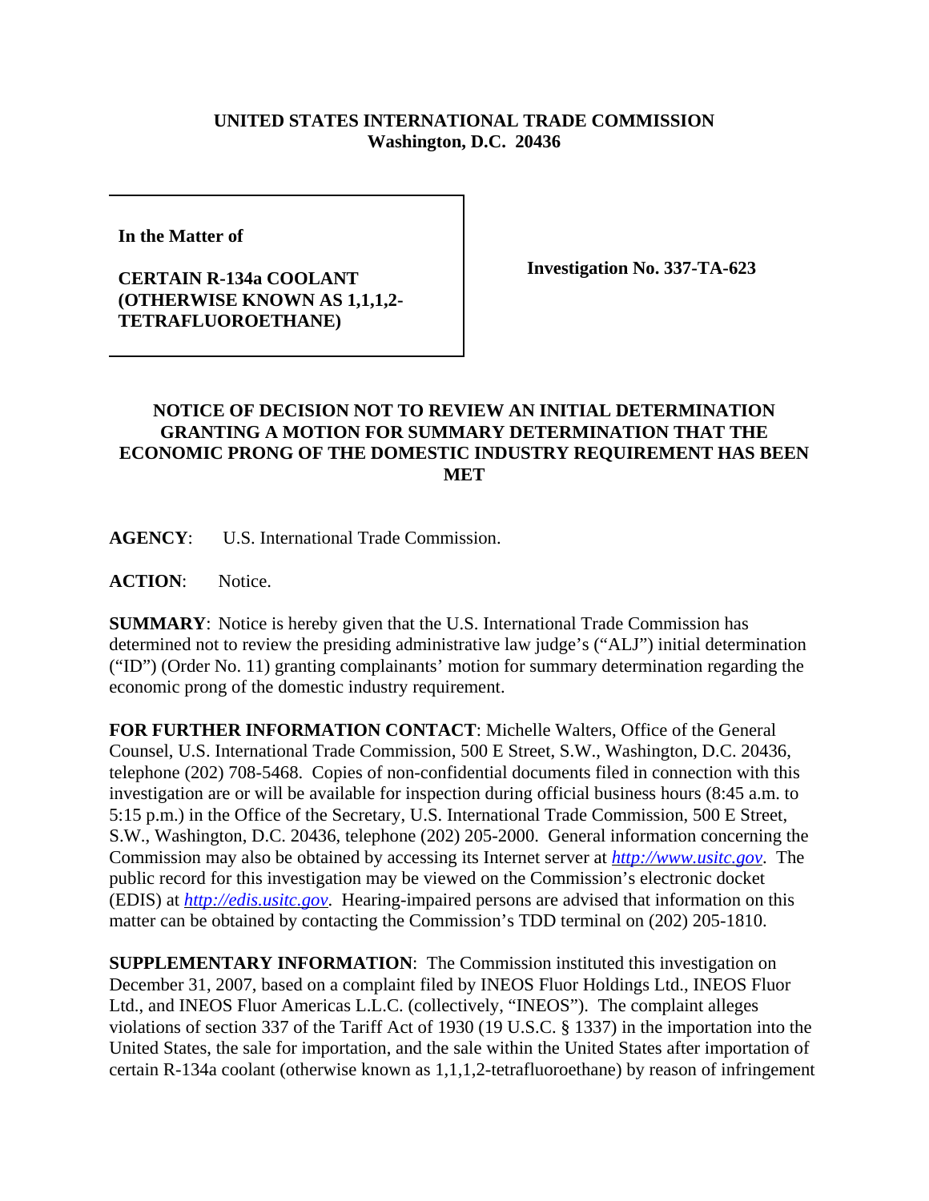**UNITED STATES INTERNATIONAL TRADE COMMISSION**
**Washington, D.C. 20436**

| **In the Matter of**<br><br>**CERTAIN R-134a COOLANT (OTHERWISE KNOWN AS 1,1,1,2-TETRAFLUOROETHANE)** | **Investigation No. 337-TA-623** |
|---|---|

## NOTICE OF DECISION NOT TO REVIEW AN INITIAL DETERMINATION GRANTING A MOTION FOR SUMMARY DETERMINATION THAT THE ECONOMIC PRONG OF THE DOMESTIC INDUSTRY REQUIREMENT HAS BEEN MET

**AGENCY**: U.S. International Trade Commission.

**ACTION**: Notice.

**SUMMARY**: Notice is hereby given that the U.S. International Trade Commission has determined not to review the presiding administrative law judge's ("ALJ") initial determination ("ID") (Order No. 11) granting complainants' motion for summary determination regarding the economic prong of the domestic industry requirement.

**FOR FURTHER INFORMATION CONTACT**: Michelle Walters, Office of the General Counsel, U.S. International Trade Commission, 500 E Street, S.W., Washington, D.C. 20436, telephone (202) 708-5468. Copies of non-confidential documents filed in connection with this investigation are or will be available for inspection during official business hours (8:45 a.m. to 5:15 p.m.) in the Office of the Secretary, U.S. International Trade Commission, 500 E Street, S.W., Washington, D.C. 20436, telephone (202) 205-2000. General information concerning the Commission may also be obtained by accessing its Internet server at *http://www.usitc.gov*. The public record for this investigation may be viewed on the Commission's electronic docket (EDIS) at *http://edis.usitc.gov*. Hearing-impaired persons are advised that information on this matter can be obtained by contacting the Commission's TDD terminal on (202) 205-1810.

**SUPPLEMENTARY INFORMATION**: The Commission instituted this investigation on December 31, 2007, based on a complaint filed by INEOS Fluor Holdings Ltd., INEOS Fluor Ltd., and INEOS Fluor Americas L.L.C. (collectively, "INEOS"). The complaint alleges violations of section 337 of the Tariff Act of 1930 (19 U.S.C. § 1337) in the importation into the United States, the sale for importation, and the sale within the United States after importation of certain R-134a coolant (otherwise known as 1,1,1,2-tetrafluoroethane) by reason of infringement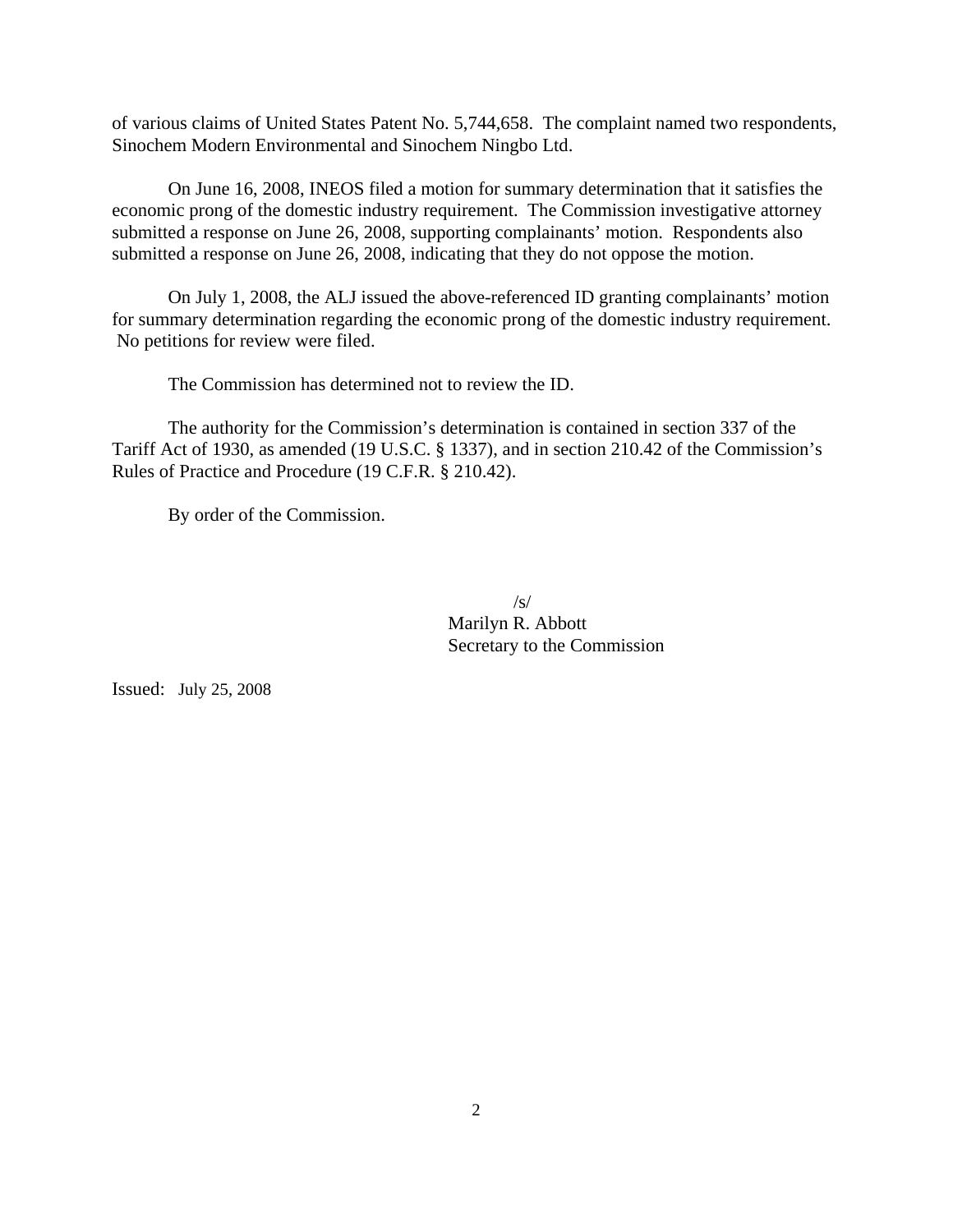of various claims of United States Patent No. 5,744,658. The complaint named two respondents, Sinochem Modern Environmental and Sinochem Ningbo Ltd.

On June 16, 2008, INEOS filed a motion for summary determination that it satisfies the economic prong of the domestic industry requirement. The Commission investigative attorney submitted a response on June 26, 2008, supporting complainants' motion. Respondents also submitted a response on June 26, 2008, indicating that they do not oppose the motion.

On July 1, 2008, the ALJ issued the above-referenced ID granting complainants' motion for summary determination regarding the economic prong of the domestic industry requirement. No petitions for review were filed.

The Commission has determined not to review the ID.

The authority for the Commission's determination is contained in section 337 of the Tariff Act of 1930, as amended (19 U.S.C. § 1337), and in section 210.42 of the Commission's Rules of Practice and Procedure (19 C.F.R. § 210.42).

By order of the Commission.

/s/
Marilyn R. Abbott
Secretary to the Commission

Issued: July 25, 2008